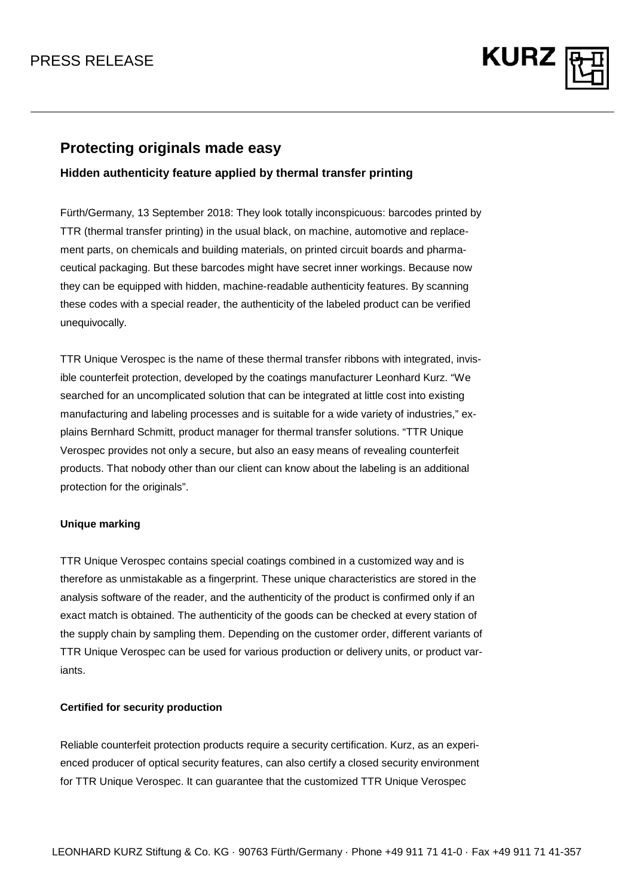PRESS RELEASE

# Protecting originals made easy

### Hidden authenticity feature applied by thermal transfer printing

Fürth/Germany, 13 September 2018: They look totally inconspicuous: barcodes printed by TTR (thermal transfer printing) in the usual black, on machine, automotive and replacement parts, on chemicals and building materials, on printed circuit boards and pharmaceutical packaging. But these barcodes might have secret inner workings. Because now they can be equipped with hidden, machine-readable authenticity features. By scanning these codes with a special reader, the authenticity of the labeled product can be verified unequivocally.

TTR Unique Verospec is the name of these thermal transfer ribbons with integrated, invisible counterfeit protection, developed by the coatings manufacturer Leonhard Kurz. "We searched for an uncomplicated solution that can be integrated at little cost into existing manufacturing and labeling processes and is suitable for a wide variety of industries," explains Bernhard Schmitt, product manager for thermal transfer solutions. "TTR Unique Verospec provides not only a secure, but also an easy means of revealing counterfeit products. That nobody other than our client can know about the labeling is an additional protection for the originals".

**Unique marking**

TTR Unique Verospec contains special coatings combined in a customized way and is therefore as unmistakable as a fingerprint. These unique characteristics are stored in the analysis software of the reader, and the authenticity of the product is confirmed only if an exact match is obtained. The authenticity of the goods can be checked at every station of the supply chain by sampling them. Depending on the customer order, different variants of TTR Unique Verospec can be used for various production or delivery units, or product variants.

**Certified for security production**

Reliable counterfeit protection products require a security certification. Kurz, as an experienced producer of optical security features, can also certify a closed security environment for TTR Unique Verospec. It can guarantee that the customized TTR Unique Verospec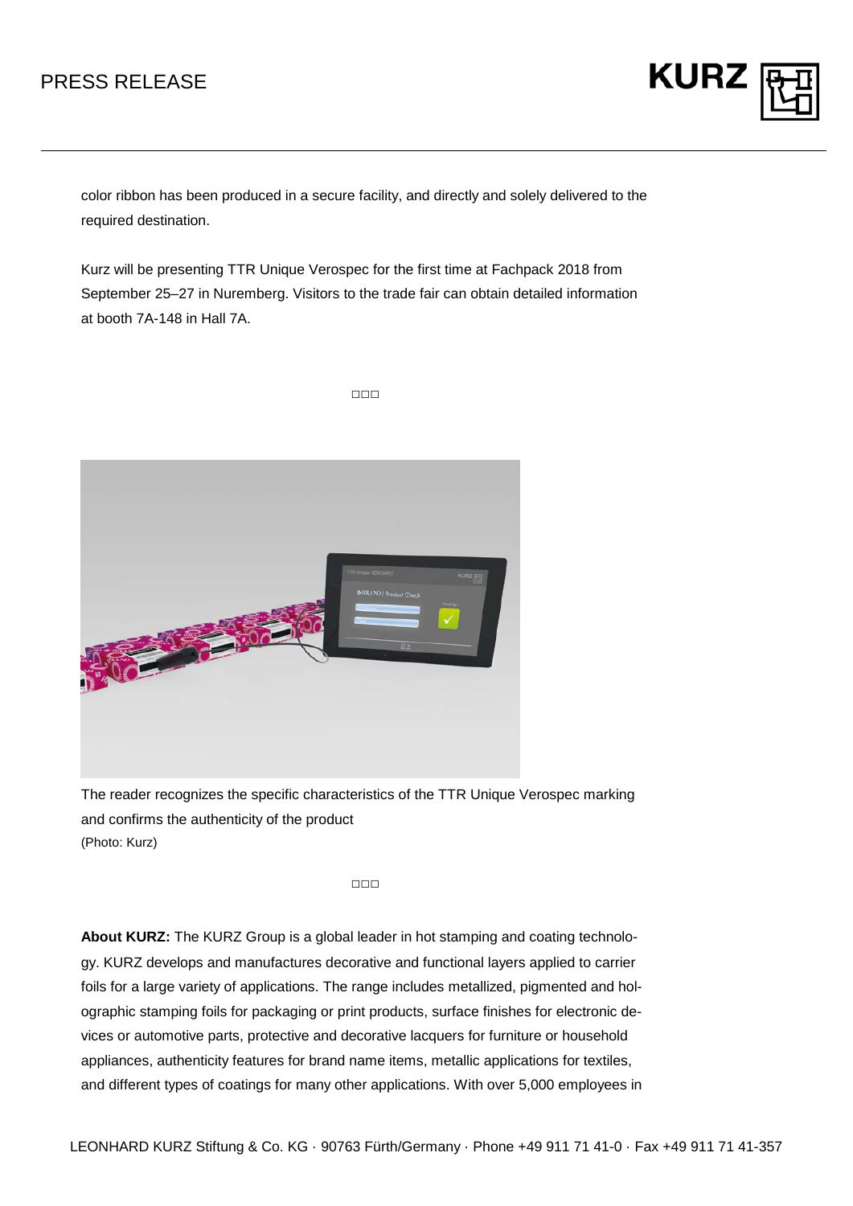color ribbon has been produced in a secure facility, and directly and solely delivered to the required destination.

Kurz will be presenting TTR Unique Verospec for the first time at Fachpack 2018 from September 25–27 in Nuremberg. Visitors to the trade fair can obtain detailed information at booth 7A-148 in Hall 7A.

□□□

The reader recognizes the specific characteristics of the TTR Unique Verospec marking and confirms the authenticity of the product
(Photo: Kurz)

□□□

**About KURZ:** The KURZ Group is a global leader in hot stamping and coating technology. KURZ develops and manufactures decorative and functional layers applied to carrier foils for a large variety of applications. The range includes metallized, pigmented and holographic stamping foils for packaging or print products, surface finishes for electronic devices or automotive parts, protective and decorative lacquers for furniture or household appliances, authenticity features for brand name items, metallic applications for textiles, and different types of coatings for many other applications. With over 5,000 employees in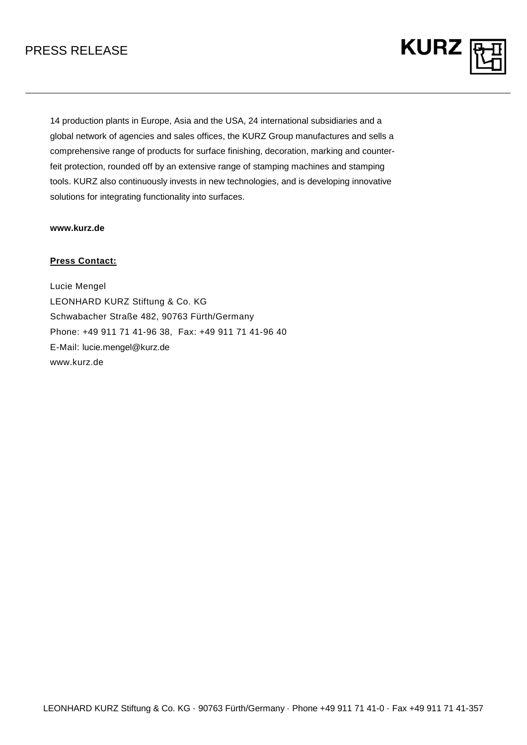14 production plants in Europe, Asia and the USA, 24 international subsidiaries and a global network of agencies and sales offices, the KURZ Group manufactures and sells a comprehensive range of products for surface finishing, decoration, marking and counterfeit protection, rounded off by an extensive range of stamping machines and stamping tools. KURZ also continuously invests in new technologies, and is developing innovative solutions for integrating functionality into surfaces.

**www.kurz.de**

**Press Contact:**

Lucie Mengel  
LEONHARD KURZ Stiftung & Co. KG  
Schwabacher Straße 482, 90763 Fürth/Germany  
Phone: +49 911 71 41-96 38, Fax: +49 911 71 41-96 40  
E-Mail: lucie.mengel@kurz.de  
www.kurz.de